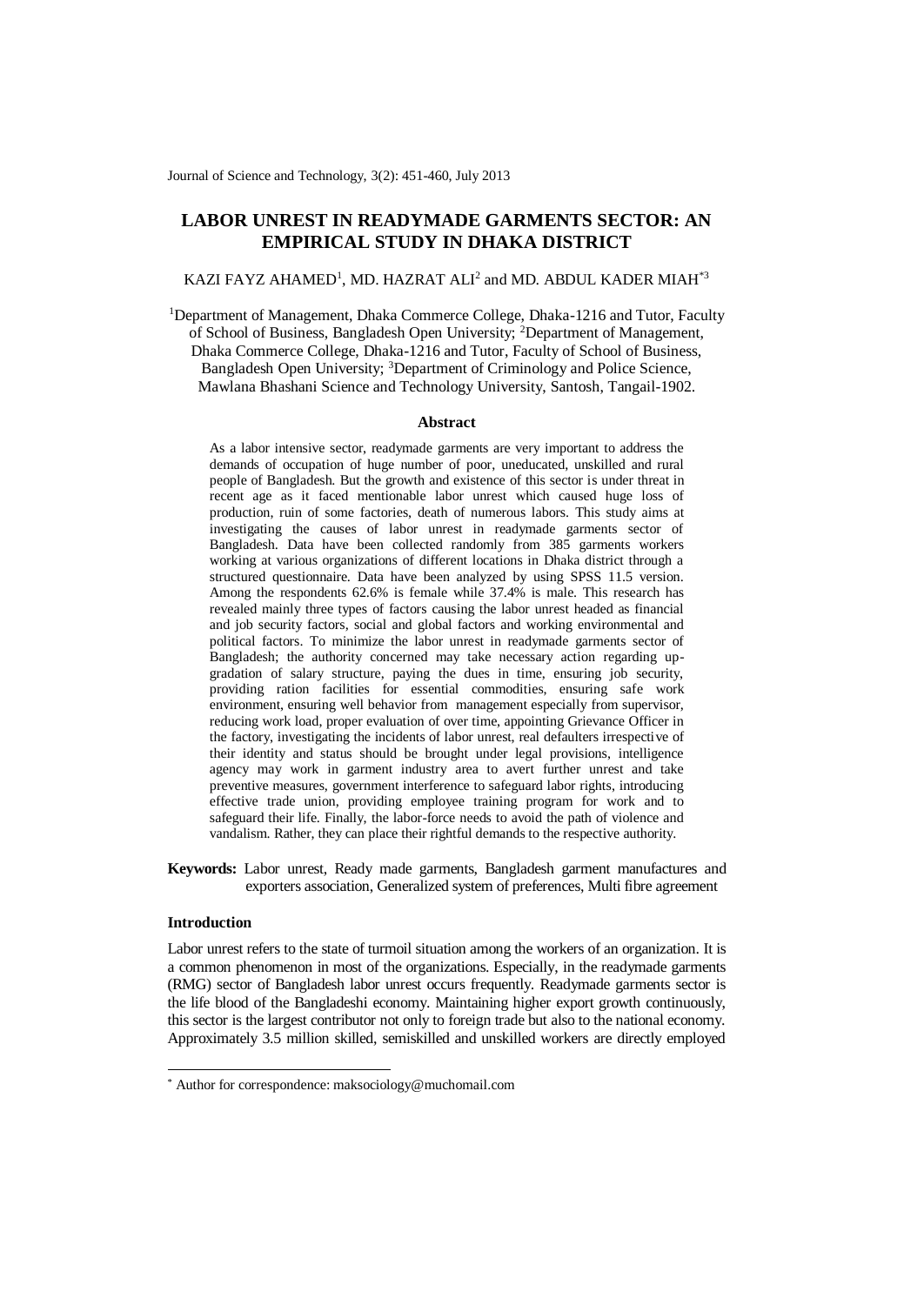# LABOR UNREST IN READYMADE GARMENTS SECTOR: AN EMPIRICAL STUDY IN DHAKA DISTRICT

KAZI FAYZ AHAMED[1], MD. HAZRAT ALI[2] and MD. ABDUL KADER MIAH[*3]

[1]Department of Management, Dhaka Commerce College, Dhaka-1216 and Tutor, Faculty of School of Business, Bangladesh Open University; [2]Department of Management, Dhaka Commerce College, Dhaka-1216 and Tutor, Faculty of School of Business, Bangladesh Open University; [3]Department of Criminology and Police Science, Mawlana Bhashani Science and Technology University, Santosh, Tangail-1902.

### Abstract

As a labor intensive sector, readymade garments are very important to address the demands of occupation of huge number of poor, uneducated, unskilled and rural people of Bangladesh. But the growth and existence of this sector is under threat in recent age as it faced mentionable labor unrest which caused huge loss of production, ruin of some factories, death of numerous labors. This study aims at investigating the causes of labor unrest in readymade garments sector of Bangladesh. Data have been collected randomly from 385 garments workers working at various organizations of different locations in Dhaka district through a structured questionnaire. Data have been analyzed by using SPSS 11.5 version. Among the respondents 62.6% is female while 37.4% is male. This research has revealed mainly three types of factors causing the labor unrest headed as financial and job security factors, social and global factors and working environmental and political factors. To minimize the labor unrest in readymade garments sector of Bangladesh; the authority concerned may take necessary action regarding up-gradation of salary structure, paying the dues in time, ensuring job security, providing ration facilities for essential commodities, ensuring safe work environment, ensuring well behavior from management especially from supervisor, reducing work load, proper evaluation of over time, appointing Grievance Officer in the factory, investigating the incidents of labor unrest, real defaulters irrespective of their identity and status should be brought under legal provisions, intelligence agency may work in garment industry area to avert further unrest and take preventive measures, government interference to safeguard labor rights, introducing effective trade union, providing employee training program for work and to safeguard their life. Finally, the labor-force needs to avoid the path of violence and vandalism. Rather, they can place their rightful demands to the respective authority.

**Keywords:** Labor unrest, Ready made garments, Bangladesh garment manufactures and exporters association, Generalized system of preferences, Multi fibre agreement

### Introduction

Labor unrest refers to the state of turmoil situation among the workers of an organization. It is a common phenomenon in most of the organizations. Especially, in the readymade garments (RMG) sector of Bangladesh labor unrest occurs frequently. Readymade garments sector is the life blood of the Bangladeshi economy. Maintaining higher export growth continuously, this sector is the largest contributor not only to foreign trade but also to the national economy. Approximately 3.5 million skilled, semiskilled and unskilled workers are directly employed

[*] Author for correspondence: maksociology@muchomail.com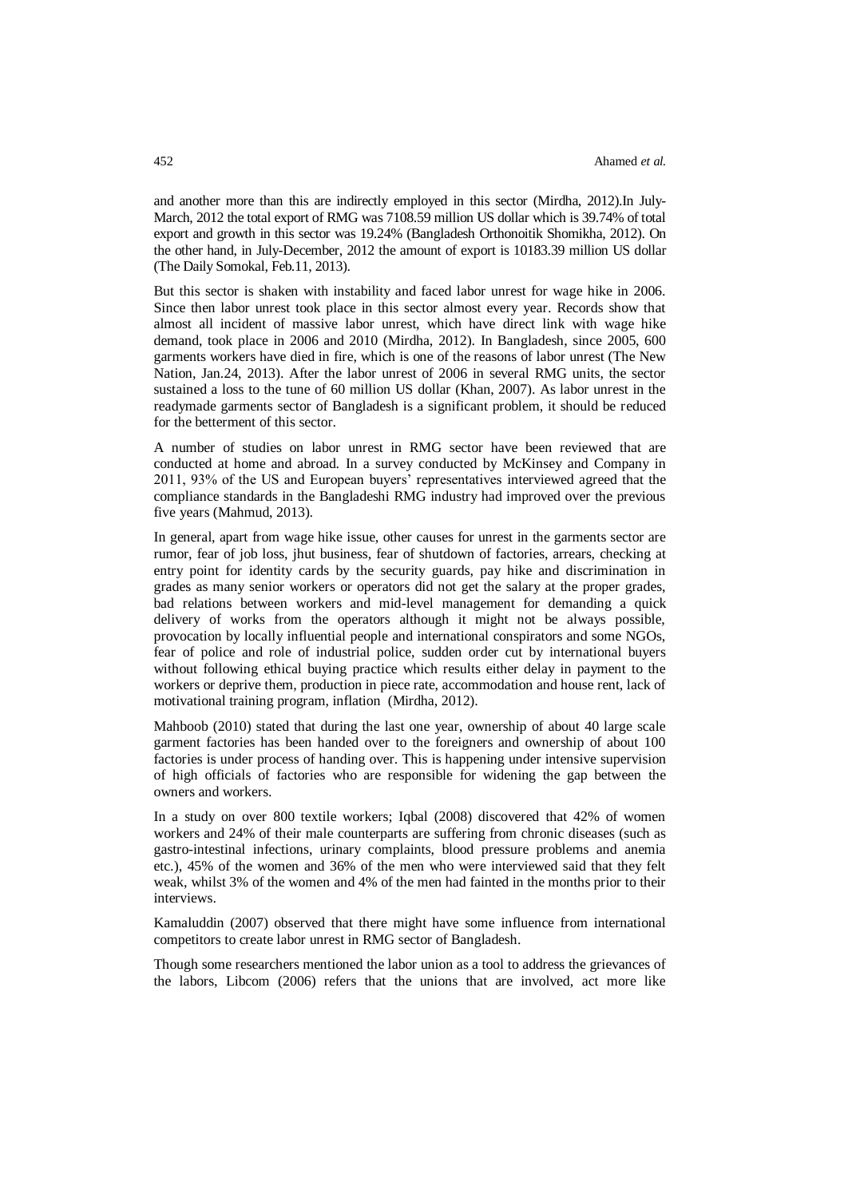and another more than this are indirectly employed in this sector (Mirdha, 2012).In July-March, 2012 the total export of RMG was 7108.59 million US dollar which is 39.74% of total export and growth in this sector was 19.24% (Bangladesh Orthonoitik Shomikha, 2012). On the other hand, in July-December, 2012 the amount of export is 10183.39 million US dollar (The Daily Somokal, Feb.11, 2013).

But this sector is shaken with instability and faced labor unrest for wage hike in 2006. Since then labor unrest took place in this sector almost every year. Records show that almost all incident of massive labor unrest, which have direct link with wage hike demand, took place in 2006 and 2010 (Mirdha, 2012). In Bangladesh, since 2005, 600 garments workers have died in fire, which is one of the reasons of labor unrest (The New Nation, Jan.24, 2013). After the labor unrest of 2006 in several RMG units, the sector sustained a loss to the tune of 60 million US dollar (Khan, 2007). As labor unrest in the readymade garments sector of Bangladesh is a significant problem, it should be reduced for the betterment of this sector.

A number of studies on labor unrest in RMG sector have been reviewed that are conducted at home and abroad. In a survey conducted by McKinsey and Company in 2011, 93% of the US and European buyers' representatives interviewed agreed that the compliance standards in the Bangladeshi RMG industry had improved over the previous five years (Mahmud, 2013).

In general, apart from wage hike issue, other causes for unrest in the garments sector are rumor, fear of job loss, jhut business, fear of shutdown of factories, arrears, checking at entry point for identity cards by the security guards, pay hike and discrimination in grades as many senior workers or operators did not get the salary at the proper grades, bad relations between workers and mid-level management for demanding a quick delivery of works from the operators although it might not be always possible, provocation by locally influential people and international conspirators and some NGOs, fear of police and role of industrial police, sudden order cut by international buyers without following ethical buying practice which results either delay in payment to the workers or deprive them, production in piece rate, accommodation and house rent, lack of motivational training program, inflation (Mirdha, 2012).

Mahboob (2010) stated that during the last one year, ownership of about 40 large scale garment factories has been handed over to the foreigners and ownership of about 100 factories is under process of handing over. This is happening under intensive supervision of high officials of factories who are responsible for widening the gap between the owners and workers.

In a study on over 800 textile workers; Iqbal (2008) discovered that 42% of women workers and 24% of their male counterparts are suffering from chronic diseases (such as gastro-intestinal infections, urinary complaints, blood pressure problems and anemia etc.), 45% of the women and 36% of the men who were interviewed said that they felt weak, whilst 3% of the women and 4% of the men had fainted in the months prior to their interviews.

Kamaluddin (2007) observed that there might have some influence from international competitors to create labor unrest in RMG sector of Bangladesh.

Though some researchers mentioned the labor union as a tool to address the grievances of the labors, Libcom (2006) refers that the unions that are involved, act more like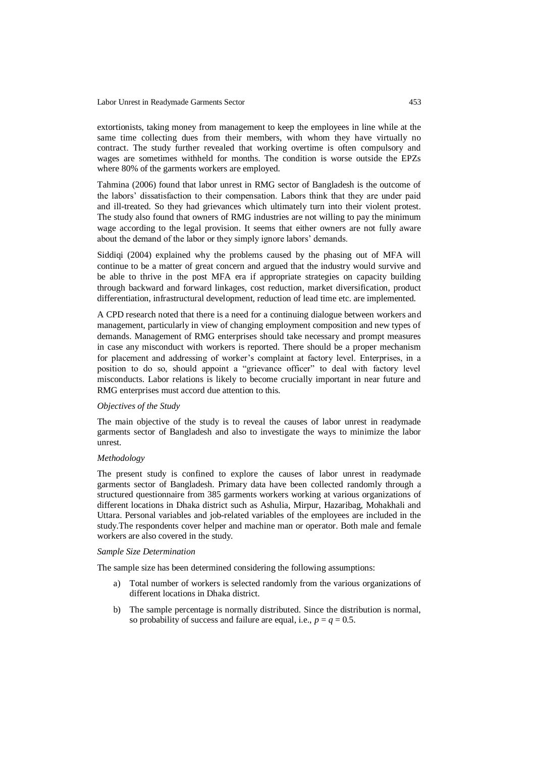extortionists, taking money from management to keep the employees in line while at the same time collecting dues from their members, with whom they have virtually no contract. The study further revealed that working overtime is often compulsory and wages are sometimes withheld for months. The condition is worse outside the EPZs where 80% of the garments workers are employed.

Tahmina (2006) found that labor unrest in RMG sector of Bangladesh is the outcome of the labors' dissatisfaction to their compensation. Labors think that they are under paid and ill-treated. So they had grievances which ultimately turn into their violent protest. The study also found that owners of RMG industries are not willing to pay the minimum wage according to the legal provision. It seems that either owners are not fully aware about the demand of the labor or they simply ignore labors' demands.

Siddiqi (2004) explained why the problems caused by the phasing out of MFA will continue to be a matter of great concern and argued that the industry would survive and be able to thrive in the post MFA era if appropriate strategies on capacity building through backward and forward linkages, cost reduction, market diversification, product differentiation, infrastructural development, reduction of lead time etc. are implemented.

A CPD research noted that there is a need for a continuing dialogue between workers and management, particularly in view of changing employment composition and new types of demands. Management of RMG enterprises should take necessary and prompt measures in case any misconduct with workers is reported. There should be a proper mechanism for placement and addressing of worker's complaint at factory level. Enterprises, in a position to do so, should appoint a "grievance officer" to deal with factory level misconducts. Labor relations is likely to become crucially important in near future and RMG enterprises must accord due attention to this.

*Objectives of the Study*

The main objective of the study is to reveal the causes of labor unrest in readymade garments sector of Bangladesh and also to investigate the ways to minimize the labor unrest.

*Methodology*

The present study is confined to explore the causes of labor unrest in readymade garments sector of Bangladesh. Primary data have been collected randomly through a structured questionnaire from 385 garments workers working at various organizations of different locations in Dhaka district such as Ashulia, Mirpur, Hazaribag, Mohakhali and Uttara. Personal variables and job-related variables of the employees are included in the study.The respondents cover helper and machine man or operator. Both male and female workers are also covered in the study.

*Sample Size Determination*

The sample size has been determined considering the following assumptions:

a) Total number of workers is selected randomly from the various organizations of different locations in Dhaka district.

b) The sample percentage is normally distributed. Since the distribution is normal, so probability of success and failure are equal, i.e., $p = q = 0.5$.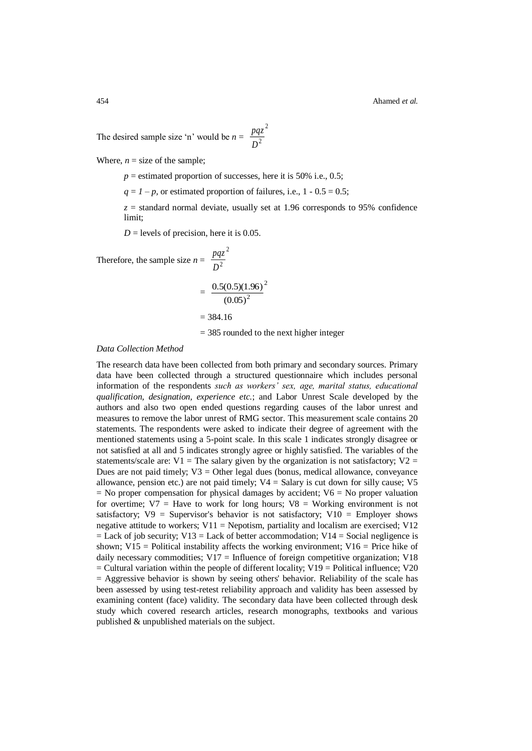The desired sample size 'n' would be $n = \dfrac{pqz^2}{D^2}$

Where, $n$ = size of the sample;

$p$ = estimated proportion of successes, here it is 50% i.e., 0.5;

$q = 1 - p$, or estimated proportion of failures, i.e., 1 - 0.5 = 0.5;

$z$ = standard normal deviate, usually set at 1.96 corresponds to 95% confidence limit;

$D$ = levels of precision, here it is 0.05.

Therefore, the sample size $n = \dfrac{pqz^2}{D^2}$

$$= \frac{0.5(0.5)(1.96)^2}{(0.05)^2}$$

$$= 384.16$$

= 385 rounded to the next higher integer

*Data Collection Method*

The research data have been collected from both primary and secondary sources. Primary data have been collected through a structured questionnaire which includes personal information of the respondents *such as workers' sex, age, marital status, educational qualification, designation, experience etc.*; and Labor Unrest Scale developed by the authors and also two open ended questions regarding causes of the labor unrest and measures to remove the labor unrest of RMG sector. This measurement scale contains 20 statements. The respondents were asked to indicate their degree of agreement with the mentioned statements using a 5-point scale. In this scale 1 indicates strongly disagree or not satisfied at all and 5 indicates strongly agree or highly satisfied. The variables of the statements/scale are: V1 = The salary given by the organization is not satisfactory; V2 = Dues are not paid timely; V3 = Other legal dues (bonus, medical allowance, conveyance allowance, pension etc.) are not paid timely; V4 = Salary is cut down for silly cause; V5 = No proper compensation for physical damages by accident; V6 = No proper valuation for overtime; V7 = Have to work for long hours; V8 = Working environment is not satisfactory; V9 = Supervisor's behavior is not satisfactory; V10 = Employer shows negative attitude to workers; V11 = Nepotism, partiality and localism are exercised; V12 = Lack of job security; V13 = Lack of better accommodation; V14 = Social negligence is shown; V15 = Political instability affects the working environment; V16 = Price hike of daily necessary commodities; V17 = Influence of foreign competitive organization; V18 = Cultural variation within the people of different locality; V19 = Political influence; V20 = Aggressive behavior is shown by seeing others' behavior. Reliability of the scale has been assessed by using test-retest reliability approach and validity has been assessed by examining content (face) validity. The secondary data have been collected through desk study which covered research articles, research monographs, textbooks and various published & unpublished materials on the subject.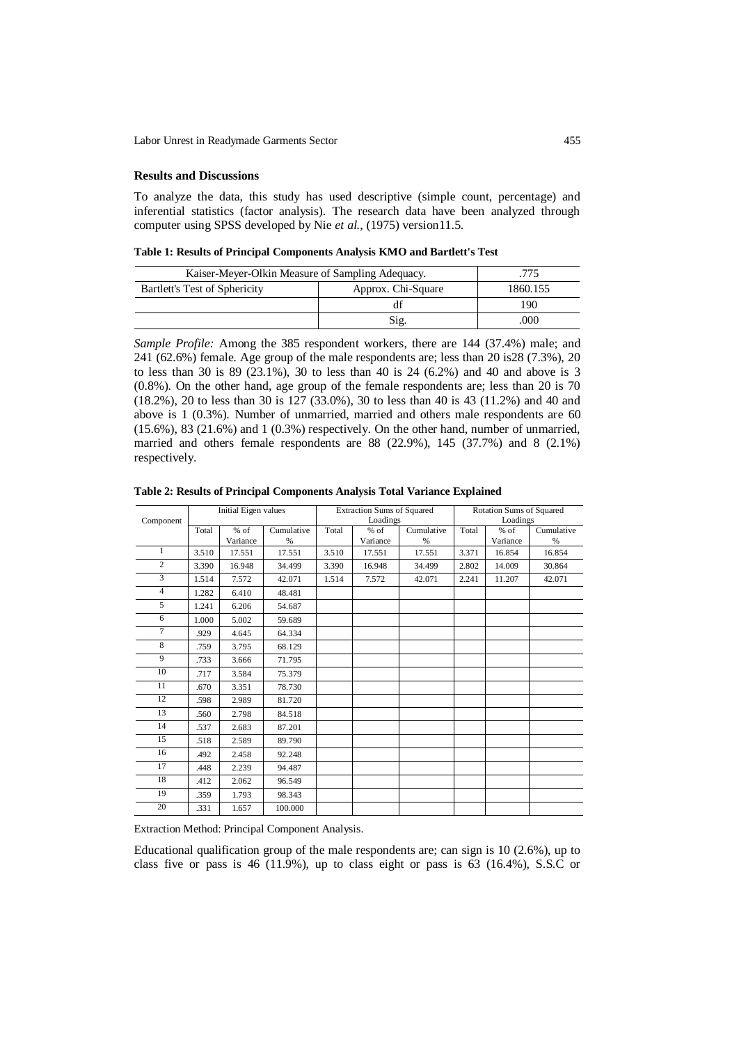### Results and Discussions

To analyze the data, this study has used descriptive (simple count, percentage) and inferential statistics (factor analysis). The research data have been analyzed through computer using SPSS developed by Nie *et al.,* (1975) version11.5.

**Table 1: Results of Principal Components Analysis KMO and Bartlett's Test**

| Kaiser-Meyer-Olkin Measure of Sampling Adequacy. | | .775 |
|---|---|---|
| Bartlett's Test of Sphericity | Approx. Chi-Square | 1860.155 |
| | df | 190 |
| | Sig. | .000 |

*Sample Profile:* Among the 385 respondent workers, there are 144 (37.4%) male; and 241 (62.6%) female. Age group of the male respondents are; less than 20 is28 (7.3%), 20 to less than 30 is 89 (23.1%), 30 to less than 40 is 24 (6.2%) and 40 and above is 3 (0.8%). On the other hand, age group of the female respondents are; less than 20 is 70 (18.2%), 20 to less than 30 is 127 (33.0%), 30 to less than 40 is 43 (11.2%) and 40 and above is 1 (0.3%). Number of unmarried, married and others male respondents are 60 (15.6%), 83 (21.6%) and 1 (0.3%) respectively. On the other hand, number of unmarried, married and others female respondents are 88 (22.9%), 145 (37.7%) and 8 (2.1%) respectively.

**Table 2: Results of Principal Components Analysis Total Variance Explained**

| Component | Initial Eigen values | | | Extraction Sums of Squared Loadings | | | Rotation Sums of Squared Loadings | | |
|---|---|---|---|---|---|---|---|---|---|
| | Total | % of Variance | Cumulative % | Total | % of Variance | Cumulative % | Total | % of Variance | Cumulative % |
| 1 | 3.510 | 17.551 | 17.551 | 3.510 | 17.551 | 17.551 | 3.371 | 16.854 | 16.854 |
| 2 | 3.390 | 16.948 | 34.499 | 3.390 | 16.948 | 34.499 | 2.802 | 14.009 | 30.864 |
| 3 | 1.514 | 7.572 | 42.071 | 1.514 | 7.572 | 42.071 | 2.241 | 11.207 | 42.071 |
| 4 | 1.282 | 6.410 | 48.481 | | | | | | |
| 5 | 1.241 | 6.206 | 54.687 | | | | | | |
| 6 | 1.000 | 5.002 | 59.689 | | | | | | |
| 7 | .929 | 4.645 | 64.334 | | | | | | |
| 8 | .759 | 3.795 | 68.129 | | | | | | |
| 9 | .733 | 3.666 | 71.795 | | | | | | |
| 10 | .717 | 3.584 | 75.379 | | | | | | |
| 11 | .670 | 3.351 | 78.730 | | | | | | |
| 12 | .598 | 2.989 | 81.720 | | | | | | |
| 13 | .560 | 2.798 | 84.518 | | | | | | |
| 14 | .537 | 2.683 | 87.201 | | | | | | |
| 15 | .518 | 2.589 | 89.790 | | | | | | |
| 16 | .492 | 2.458 | 92.248 | | | | | | |
| 17 | .448 | 2.239 | 94.487 | | | | | | |
| 18 | .412 | 2.062 | 96.549 | | | | | | |
| 19 | .359 | 1.793 | 98.343 | | | | | | |
| 20 | .331 | 1.657 | 100.000 | | | | | | |

Extraction Method: Principal Component Analysis.

Educational qualification group of the male respondents are; can sign is 10 (2.6%), up to class five or pass is 46 (11.9%), up to class eight or pass is 63 (16.4%), S.S.C or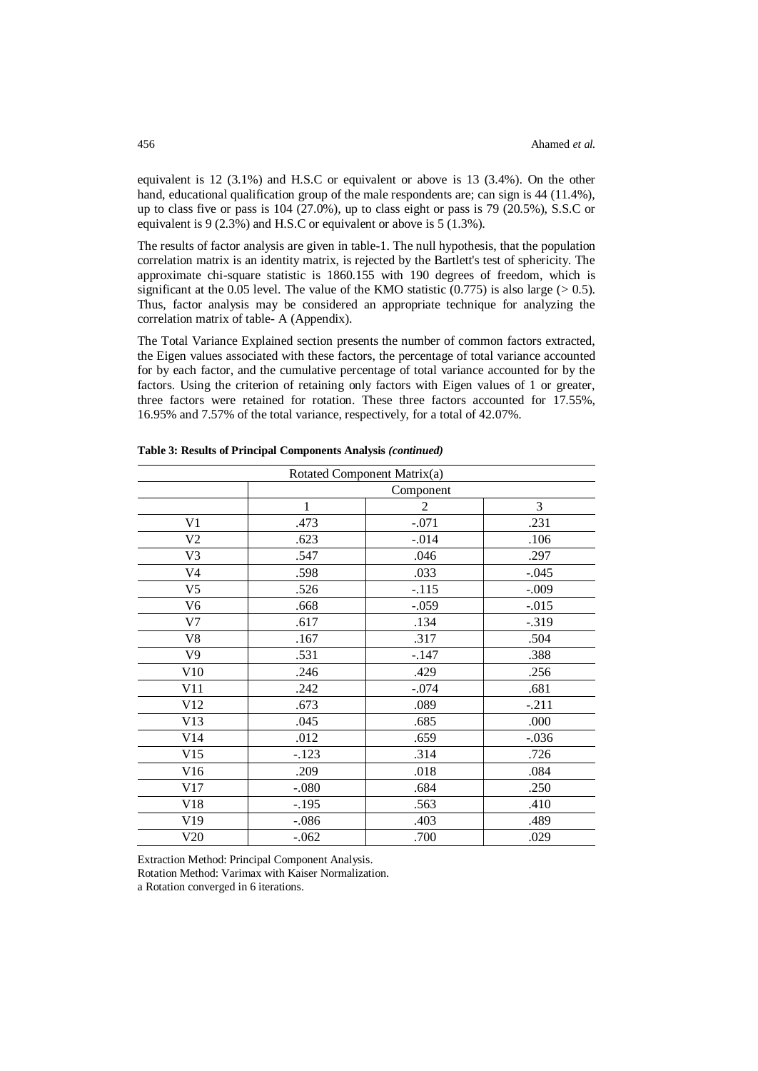equivalent is 12 (3.1%) and H.S.C or equivalent or above is 13 (3.4%). On the other hand, educational qualification group of the male respondents are; can sign is 44 (11.4%), up to class five or pass is 104 (27.0%), up to class eight or pass is 79 (20.5%), S.S.C or equivalent is 9 (2.3%) and H.S.C or equivalent or above is 5 (1.3%).

The results of factor analysis are given in table-1. The null hypothesis, that the population correlation matrix is an identity matrix, is rejected by the Bartlett's test of sphericity. The approximate chi-square statistic is 1860.155 with 190 degrees of freedom, which is significant at the 0.05 level. The value of the KMO statistic (0.775) is also large (> 0.5). Thus, factor analysis may be considered an appropriate technique for analyzing the correlation matrix of table- A (Appendix).

The Total Variance Explained section presents the number of common factors extracted, the Eigen values associated with these factors, the percentage of total variance accounted for by each factor, and the cumulative percentage of total variance accounted for by the factors. Using the criterion of retaining only factors with Eigen values of 1 or greater, three factors were retained for rotation. These three factors accounted for 17.55%, 16.95% and 7.57% of the total variance, respectively, for a total of 42.07%.

**Table 3: Results of Principal Components Analysis *(continued)***

| Rotated Component Matrix(a) | | | |
|---|---|---|---|
| | Component | | |
| | 1 | 2 | 3 |
| V1 | .473 | -.071 | .231 |
| V2 | .623 | -.014 | .106 |
| V3 | .547 | .046 | .297 |
| V4 | .598 | .033 | -.045 |
| V5 | .526 | -.115 | -.009 |
| V6 | .668 | -.059 | -.015 |
| V7 | .617 | .134 | -.319 |
| V8 | .167 | .317 | .504 |
| V9 | .531 | -.147 | .388 |
| V10 | .246 | .429 | .256 |
| V11 | .242 | -.074 | .681 |
| V12 | .673 | .089 | -.211 |
| V13 | .045 | .685 | .000 |
| V14 | .012 | .659 | -.036 |
| V15 | -.123 | .314 | .726 |
| V16 | .209 | .018 | .084 |
| V17 | -.080 | .684 | .250 |
| V18 | -.195 | .563 | .410 |
| V19 | -.086 | .403 | .489 |
| V20 | -.062 | .700 | .029 |

Extraction Method: Principal Component Analysis.

Rotation Method: Varimax with Kaiser Normalization.

a Rotation converged in 6 iterations.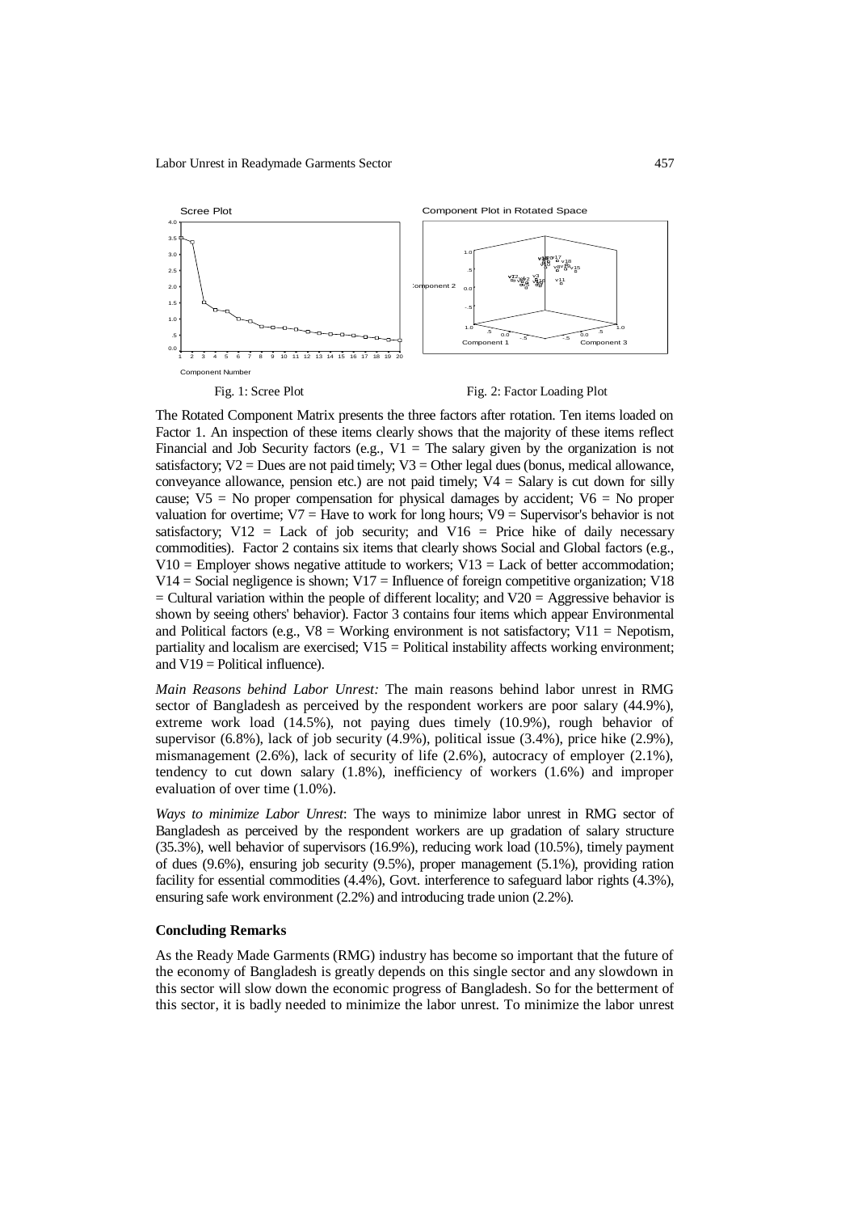Fig. 1: Scree Plot

Fig. 2: Factor Loading Plot

The Rotated Component Matrix presents the three factors after rotation. Ten items loaded on Factor 1. An inspection of these items clearly shows that the majority of these items reflect Financial and Job Security factors (e.g., V1 = The salary given by the organization is not satisfactory; V2 = Dues are not paid timely; V3 = Other legal dues (bonus, medical allowance, conveyance allowance, pension etc.) are not paid timely; V4 = Salary is cut down for silly cause; V5 = No proper compensation for physical damages by accident; V6 = No proper valuation for overtime; V7 = Have to work for long hours; V9 = Supervisor's behavior is not satisfactory; V12 = Lack of job security; and V16 = Price hike of daily necessary commodities). Factor 2 contains six items that clearly shows Social and Global factors (e.g., V10 = Employer shows negative attitude to workers; V13 = Lack of better accommodation; V14 = Social negligence is shown; V17 = Influence of foreign competitive organization; V18 = Cultural variation within the people of different locality; and V20 = Aggressive behavior is shown by seeing others' behavior). Factor 3 contains four items which appear Environmental and Political factors (e.g., V8 = Working environment is not satisfactory; V11 = Nepotism, partiality and localism are exercised; V15 = Political instability affects working environment; and V19 = Political influence).

*Main Reasons behind Labor Unrest:* The main reasons behind labor unrest in RMG sector of Bangladesh as perceived by the respondent workers are poor salary (44.9%), extreme work load (14.5%), not paying dues timely (10.9%), rough behavior of supervisor (6.8%), lack of job security (4.9%), political issue (3.4%), price hike (2.9%), mismanagement (2.6%), lack of security of life (2.6%), autocracy of employer (2.1%), tendency to cut down salary (1.8%), inefficiency of workers (1.6%) and improper evaluation of over time (1.0%).

*Ways to minimize Labor Unrest*: The ways to minimize labor unrest in RMG sector of Bangladesh as perceived by the respondent workers are up gradation of salary structure (35.3%), well behavior of supervisors (16.9%), reducing work load (10.5%), timely payment of dues (9.6%), ensuring job security (9.5%), proper management (5.1%), providing ration facility for essential commodities (4.4%), Govt. interference to safeguard labor rights (4.3%), ensuring safe work environment (2.2%) and introducing trade union (2.2%).

**Concluding Remarks**

As the Ready Made Garments (RMG) industry has become so important that the future of the economy of Bangladesh is greatly depends on this single sector and any slowdown in this sector will slow down the economic progress of Bangladesh. So for the betterment of this sector, it is badly needed to minimize the labor unrest. To minimize the labor unrest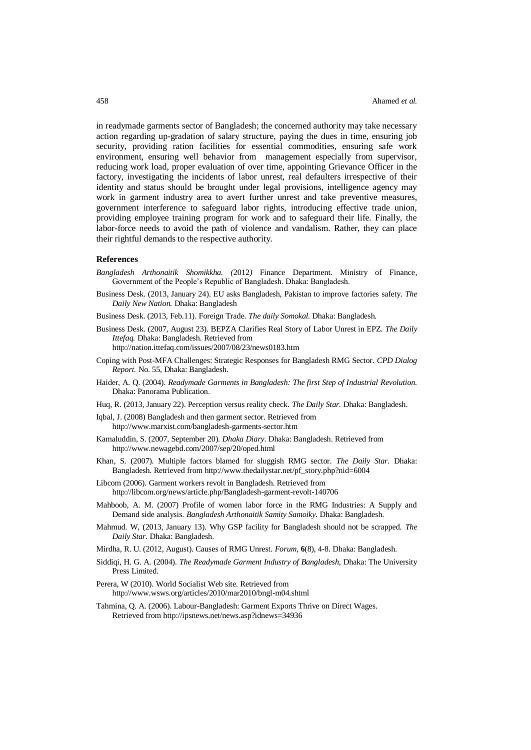in readymade garments sector of Bangladesh; the concerned authority may take necessary action regarding up-gradation of salary structure, paying the dues in time, ensuring job security, providing ration facilities for essential commodities, ensuring safe work environment, ensuring well behavior from management especially from supervisor, reducing work load, proper evaluation of over time, appointing Grievance Officer in the factory, investigating the incidents of labor unrest, real defaulters irrespective of their identity and status should be brought under legal provisions, intelligence agency may work in garment industry area to avert further unrest and take preventive measures, government interference to safeguard labor rights, introducing effective trade union, providing employee training program for work and to safeguard their life. Finally, the labor-force needs to avoid the path of violence and vandalism. Rather, they can place their rightful demands to the respective authority.

### References

*Bangladesh Arthonaitik Shomikkha. (*2012*)* Finance Department. Ministry of Finance, Government of the People's Republic of Bangladesh. Dhaka: Bangladesh.

Business Desk. (2013, January 24). EU asks Bangladesh, Pakistan to improve factories safety. *The Daily New Nation.* Dhaka: Bangladesh

Business Desk. (2013, Feb.11). Foreign Trade. *The daily Somokal.* Dhaka: Bangladesh.

Business Desk. (2007, August 23). BEPZA Clarifies Real Story of Labor Unrest in EPZ. *The Daily Ittefaq.* Dhaka: Bangladesh. Retrieved from http://nation.ittefaq.com/issues/2007/08/23/news0183.htm

Coping with Post-MFA Challenges: Strategic Responses for Bangladesh RMG Sector. *CPD Dialog Report.* No. 55, Dhaka: Bangladesh.

Haider, A. Q. (2004). *Readymade Garments in Bangladesh: The first Step of Industrial Revolution.* Dhaka: Panorama Publication.

Huq, R. (2013, January 22). Perception versus reality check. *The Daily Star.* Dhaka: Bangladesh.

Iqbal, J. (2008) Bangladesh and then garment sector. Retrieved from http://www.marxist.com/bangladesh-garments-sector.htm

Kamaluddin, S. (2007, September 20). *Dhaka Diary.* Dhaka: Bangladesh. Retrieved from http://www.newagebd.com/2007/sep/20/oped.html

Khan, S. (2007). Multiple factors blamed for sluggish RMG sector. *The Daily Star.* Dhaka: Bangladesh. Retrieved from http://www.thedailystar.net/pf_story.php?nid=6004

Libcom (2006). Garment workers revolt in Bangladesh. Retrieved from http://libcom.org/news/article.php/Bangladesh-garment-revolt-140706

Mahboob, A. M. (2007) Profile of women labor force in the RMG Industries: A Supply and Demand side analysis. *Bangladesh Arthonaitik Samity Samoiky.* Dhaka: Bangladesh.

Mahmud. W, (2013, January 13). Why GSP facility for Bangladesh should not be scrapped. *The Daily Star.* Dhaka: Bangladesh.

Mirdha, R. U. (2012, August). Causes of RMG Unrest. *Forum,* **6**(8), 4-8. Dhaka: Bangladesh.

Siddiqi, H. G. A. (2004). *The Readymade Garment Industry of Bangladesh,* Dhaka: The University Press Limited.

Perera, W (2010). World Socialist Web site. Retrieved from http://www.wsws.org/articles/2010/mar2010/bngl-m04.shtml

Tahmina, Q. A. (2006). Labour-Bangladesh: Garment Exports Thrive on Direct Wages. Retrieved from http://ipsnews.net/news.asp?idnews=34936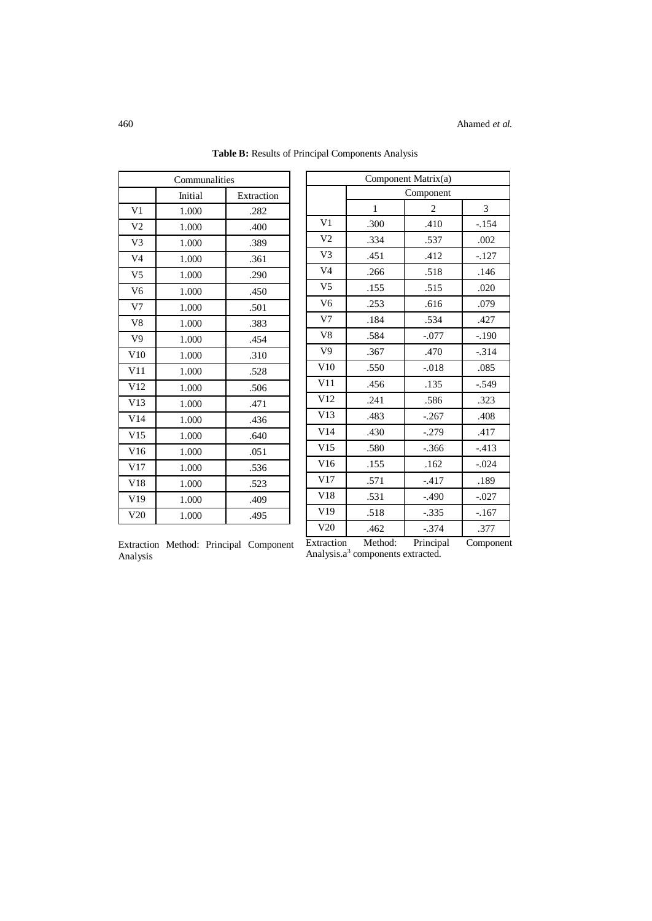**Table B:** Results of Principal Components Analysis

| Communalities | | |
|---|---|---|
| | Initial | Extraction |
| V1 | 1.000 | .282 |
| V2 | 1.000 | .400 |
| V3 | 1.000 | .389 |
| V4 | 1.000 | .361 |
| V5 | 1.000 | .290 |
| V6 | 1.000 | .450 |
| V7 | 1.000 | .501 |
| V8 | 1.000 | .383 |
| V9 | 1.000 | .454 |
| V10 | 1.000 | .310 |
| V11 | 1.000 | .528 |
| V12 | 1.000 | .506 |
| V13 | 1.000 | .471 |
| V14 | 1.000 | .436 |
| V15 | 1.000 | .640 |
| V16 | 1.000 | .051 |
| V17 | 1.000 | .536 |
| V18 | 1.000 | .523 |
| V19 | 1.000 | .409 |
| V20 | 1.000 | .495 |

Extraction Method: Principal Component Analysis

| Component Matrix(a) | | | |
|---|---|---|---|
| | Component | | |
| | 1 | 2 | 3 |
| V1 | .300 | .410 | -.154 |
| V2 | .334 | .537 | .002 |
| V3 | .451 | .412 | -.127 |
| V4 | .266 | .518 | .146 |
| V5 | .155 | .515 | .020 |
| V6 | .253 | .616 | .079 |
| V7 | .184 | .534 | .427 |
| V8 | .584 | -.077 | -.190 |
| V9 | .367 | .470 | -.314 |
| V10 | .550 | -.018 | .085 |
| V11 | .456 | .135 | -.549 |
| V12 | .241 | .586 | .323 |
| V13 | .483 | -.267 | .408 |
| V14 | .430 | -.279 | .417 |
| V15 | .580 | -.366 | -.413 |
| V16 | .155 | .162 | -.024 |
| V17 | .571 | -.417 | .189 |
| V18 | .531 | -.490 | -.027 |
| V19 | .518 | -.335 | -.167 |
| V20 | .462 | -.374 | .377 |

Extraction Method: Principal Component Analysis.a 3 components extracted.